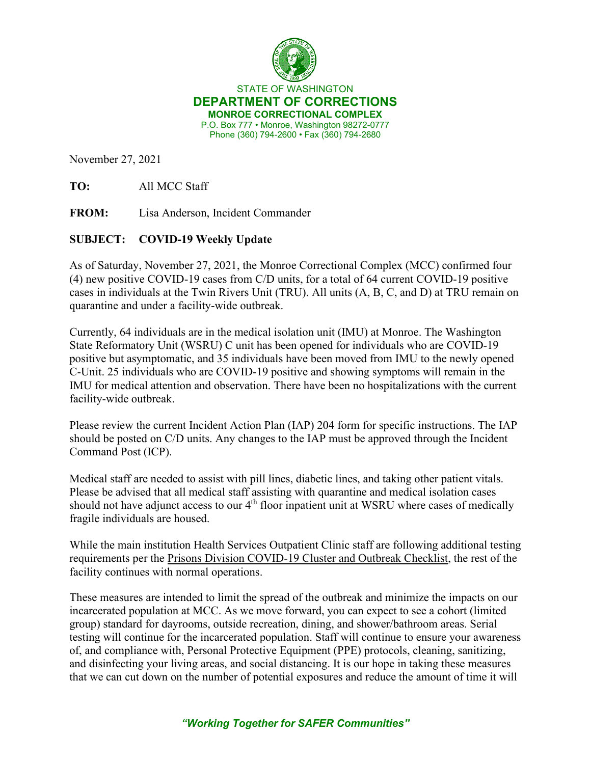STATE OF WASHINGTON
**DEPARTMENT OF CORRECTIONS**
**MONROE CORRECTIONAL COMPLEX**
P.O. Box 777 • Monroe, Washington 98272-0777
Phone (360) 794-2600 • Fax (360) 794-2680

November 27, 2021

**TO:** All MCC Staff

**FROM:** Lisa Anderson, Incident Commander

**SUBJECT: COVID-19 Weekly Update**

As of Saturday, November 27, 2021, the Monroe Correctional Complex (MCC) confirmed four (4) new positive COVID-19 cases from C/D units, for a total of 64 current COVID-19 positive cases in individuals at the Twin Rivers Unit (TRU). All units (A, B, C, and D) at TRU remain on quarantine and under a facility-wide outbreak.

Currently, 64 individuals are in the medical isolation unit (IMU) at Monroe. The Washington State Reformatory Unit (WSRU) C unit has been opened for individuals who are COVID-19 positive but asymptomatic, and 35 individuals have been moved from IMU to the newly opened C-Unit. 25 individuals who are COVID-19 positive and showing symptoms will remain in the IMU for medical attention and observation. There have been no hospitalizations with the current facility-wide outbreak.

Please review the current Incident Action Plan (IAP) 204 form for specific instructions. The IAP should be posted on C/D units. Any changes to the IAP must be approved through the Incident Command Post (ICP).

Medical staff are needed to assist with pill lines, diabetic lines, and taking other patient vitals. Please be advised that all medical staff assisting with quarantine and medical isolation cases should not have adjunct access to our 4th floor inpatient unit at WSRU where cases of medically fragile individuals are housed.

While the main institution Health Services Outpatient Clinic staff are following additional testing requirements per the Prisons Division COVID-19 Cluster and Outbreak Checklist, the rest of the facility continues with normal operations.

These measures are intended to limit the spread of the outbreak and minimize the impacts on our incarcerated population at MCC. As we move forward, you can expect to see a cohort (limited group) standard for dayrooms, outside recreation, dining, and shower/bathroom areas. Serial testing will continue for the incarcerated population. Staff will continue to ensure your awareness of, and compliance with, Personal Protective Equipment (PPE) protocols, cleaning, sanitizing, and disinfecting your living areas, and social distancing. It is our hope in taking these measures that we can cut down on the number of potential exposures and reduce the amount of time it will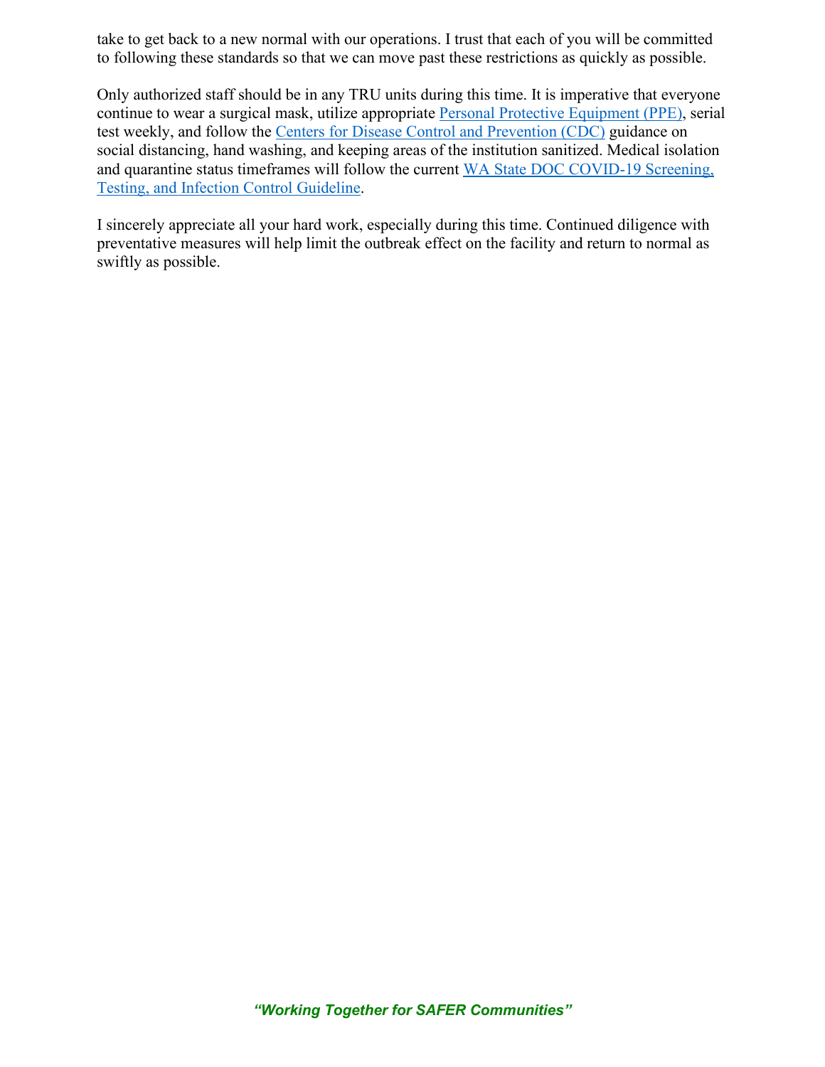take to get back to a new normal with our operations. I trust that each of you will be committed to following these standards so that we can move past these restrictions as quickly as possible.

Only authorized staff should be in any TRU units during this time. It is imperative that everyone continue to wear a surgical mask, utilize appropriate Personal Protective Equipment (PPE), serial test weekly, and follow the Centers for Disease Control and Prevention (CDC) guidance on social distancing, hand washing, and keeping areas of the institution sanitized. Medical isolation and quarantine status timeframes will follow the current WA State DOC COVID-19 Screening, Testing, and Infection Control Guideline.

I sincerely appreciate all your hard work, especially during this time. Continued diligence with preventative measures will help limit the outbreak effect on the facility and return to normal as swiftly as possible.